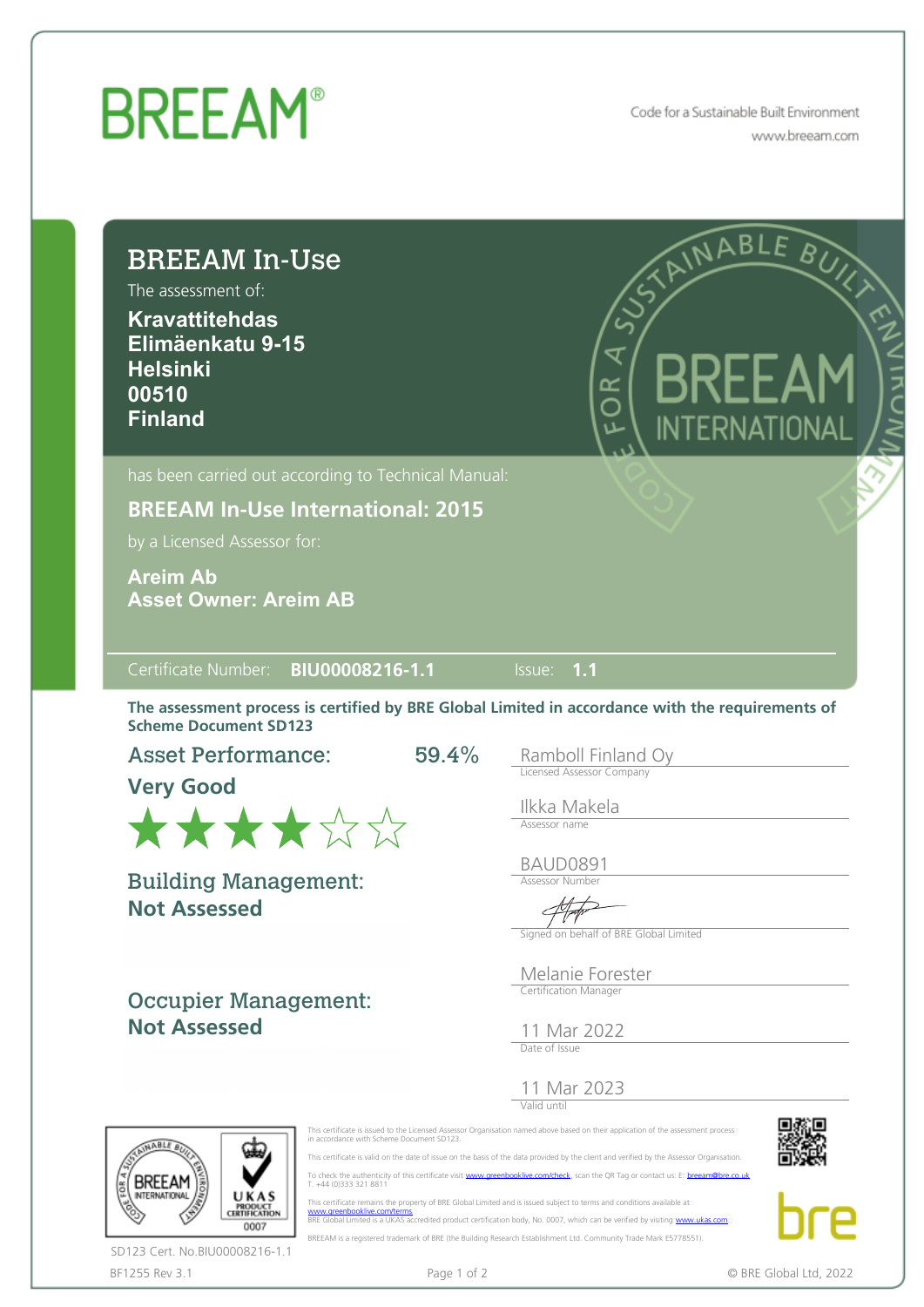# BREEAM®

Code for a Sustainable Built Environment
www.breeam.com

## BREEAM In-Use

The assessment of:

**Kravattitehdas**
**Elimäenkatu 9-15**
**Helsinki**
**00510**
**Finland**

has been carried out according to Technical Manual:

**BREEAM In-Use International: 2015**

by a Licensed Assessor for:

**Areim Ab**
**Asset Owner: Areim AB**

Certificate Number: **BIU00008216-1.1** Issue: **1.1**

**The assessment process is certified by BRE Global Limited in accordance with the requirements of Scheme Document SD123**

**Asset Performance:** 59.4%
**Very Good**
★★★★☆☆

**Building Management:**
**Not Assessed**

**Occupier Management:**
**Not Assessed**

Ramboll Finland Oy
Licensed Assessor Company

Ilkka Makela
Assessor name

BAUD0891
Assessor Number

Signed on behalf of BRE Global Limited

Melanie Forester
Certification Manager

11 Mar 2022
Date of Issue

11 Mar 2023
Valid until

This certificate is issued to the Licensed Assessor Organisation named above based on their application of the assessment process in accordance with Scheme Document SD123.

This certificate is valid on the date of issue on the basis of the data provided by the client and verified by the Assessor Organisation.

To check the authenticity of this certificate visit www.greenbooklive.com/check, scan the QR Tag or contact us: E: breeam@bre.co.uk T. +44 (0)333 321 8811

This certificate remains the property of BRE Global Limited and is issued subject to terms and conditions available at www.greenbooklive.com/terms
BRE Global Limited is a UKAS accredited product certification body, No. 0007, which can be verified by visiting www.ukas.com

BREEAM is a registered trademark of BRE (the Building Research Establishment Ltd. Community Trade Mark E5778551).

SD123 Cert. No.BIU00008216-1.1

BF1255 Rev 3.1

© BRE Global Ltd, 2022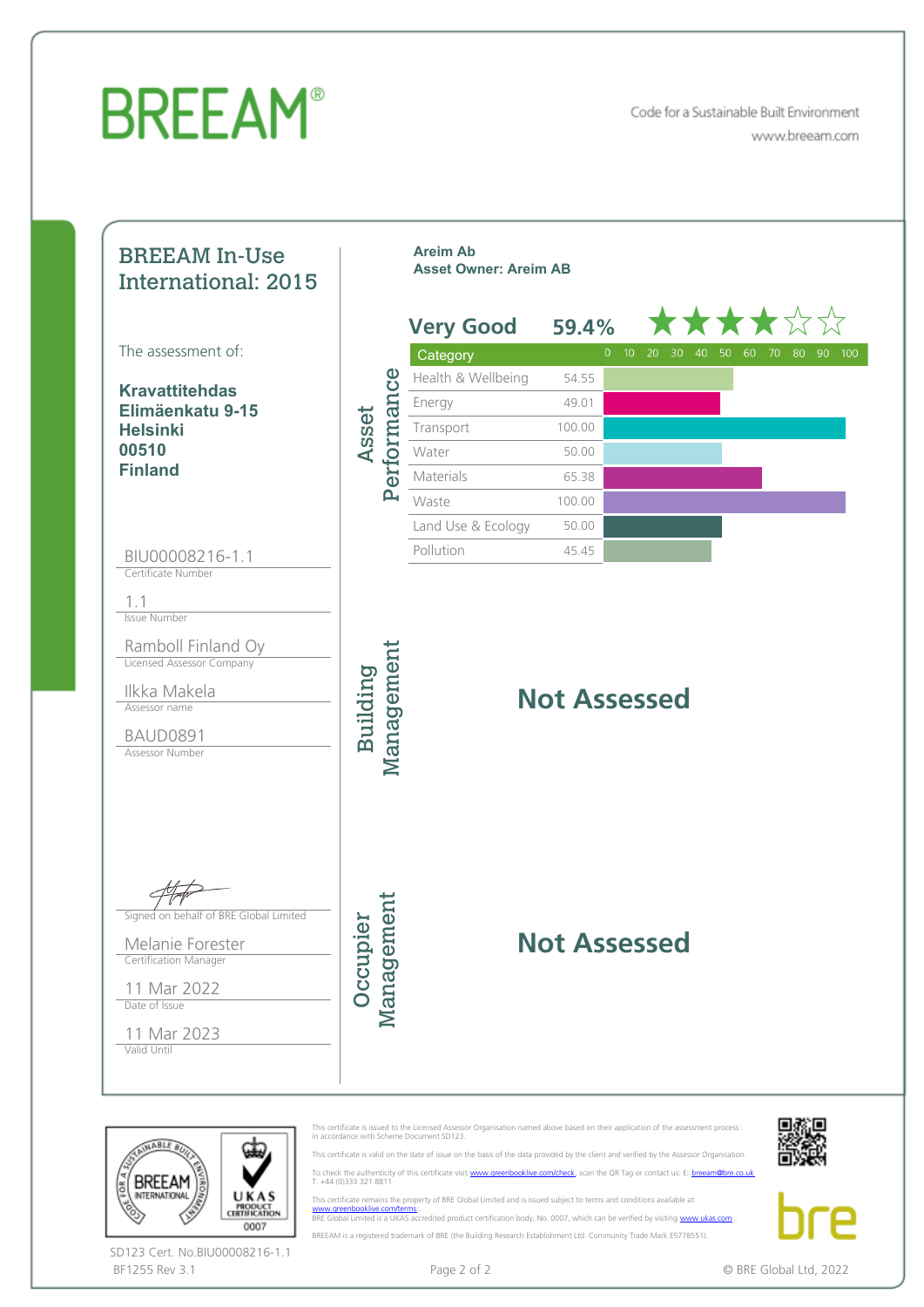# BREEAM®

Code for a Sustainable Built Environment

www.breeam.com

## BREEAM In-Use International: 2015

**Areim Ab**
**Asset Owner: Areim AB**

The assessment of:

**Kravattitehdas**
**Elimäenkatu 9-15**
**Helsinki**
**00510**
**Finland**

BIU00008216-1.1
Certificate Number

1.1
Issue Number

Ramboll Finland Oy
Licensed Assessor Company

Ilkka Makela
Assessor name

BAUD0891
Assessor Number

Signed on behalf of BRE Global Limited

Melanie Forester
Certification Manager

11 Mar 2022
Date of Issue

11 Mar 2023
Valid Until

### Asset Performance

**Very Good 59.4%** ★★★★☆☆

Category
0 10 20 30 40 50 60 70 80 90 100

Health & Wellbeing 54.55
Energy 49.01
Transport 100.00
Water 50.00
Materials 65.38
Waste 100.00
Land Use & Ecology 50.00
Pollution 45.45

### Building Management

**Not Assessed**

### Occupier Management

**Not Assessed**

This certificate is issued to the Licensed Assessor Organisation named above based on their application of the assessment process in accordance with Scheme Document SD123.

This certificate is valid on the date of issue on the basis of the data provided by the client and verified by the Assessor Organisation.

To check the authenticity of this certificate visit www.greenbooklive.com/check, scan the QR Tag or contact us: E: breeam@bre.co.uk T. +44 (0)333 321 8811

This certificate remains the property of BRE Global Limited and is issued subject to terms and conditions available at: www.greenbooklive.com/terms
BRE Global Limited is a UKAS accredited product certification body, No. 0007, which can be verified by visiting www.ukas.com

BREEAM is a registered trademark of BRE (the Building Research Establishment Ltd. Community Trade Mark E5778551).

SD123 Cert. No.BIU00008216-1.1
BF1255 Rev 3.1

© BRE Global Ltd, 2022